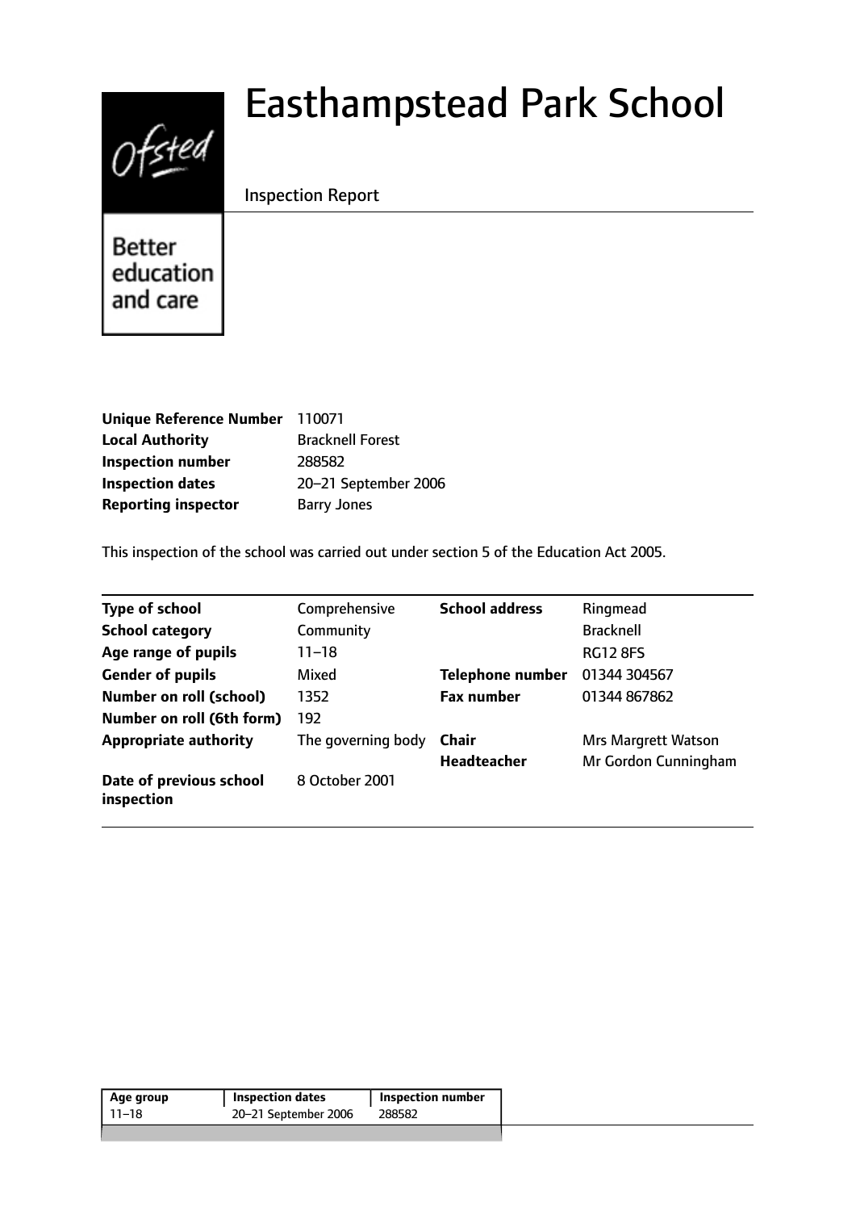# Easthampstead Park School

Inspection Report

Better education and care

| | |
|---|---|
| **Unique Reference Number** | 110071 |
| **Local Authority** | Bracknell Forest |
| **Inspection number** | 288582 |
| **Inspection dates** | 20–21 September 2006 |
| **Reporting inspector** | Barry Jones |

This inspection of the school was carried out under section 5 of the Education Act 2005.

| | | | |
|---|---|---|---|
| **Type of school** | Comprehensive | **School address** | Ringmead |
| **School category** | Community | | Bracknell |
| **Age range of pupils** | 11–18 | | RG12 8FS |
| **Gender of pupils** | Mixed | **Telephone number** | 01344 304567 |
| **Number on roll (school)** | 1352 | **Fax number** | 01344 867862 |
| **Number on roll (6th form)** | 192 | | |
| **Appropriate authority** | The governing body | **Chair** | Mrs Margrett Watson |
| | | **Headteacher** | Mr Gordon Cunningham |
| **Date of previous school inspection** | 8 October 2001 | | |

| Age group | Inspection dates | Inspection number |
|---|---|---|
| 11–18 | 20–21 September 2006 | 288582 |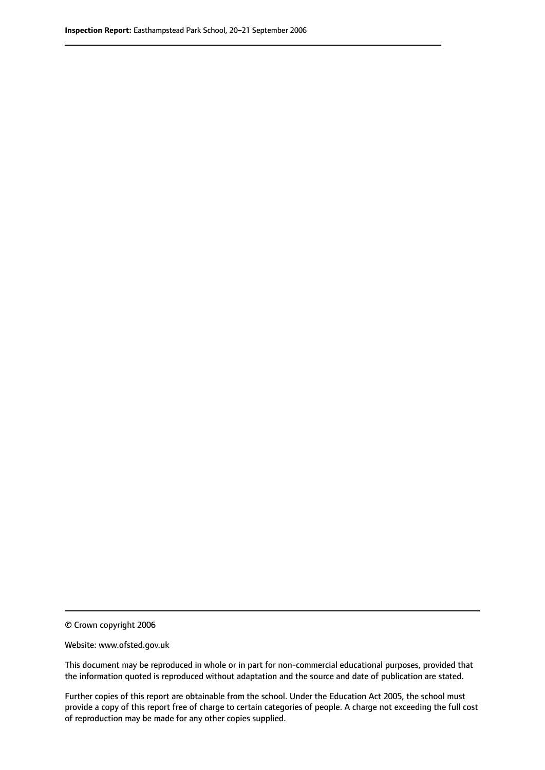© Crown copyright 2006

Website: www.ofsted.gov.uk

This document may be reproduced in whole or in part for non-commercial educational purposes, provided that the information quoted is reproduced without adaptation and the source and date of publication are stated.

Further copies of this report are obtainable from the school. Under the Education Act 2005, the school must provide a copy of this report free of charge to certain categories of people. A charge not exceeding the full cost of reproduction may be made for any other copies supplied.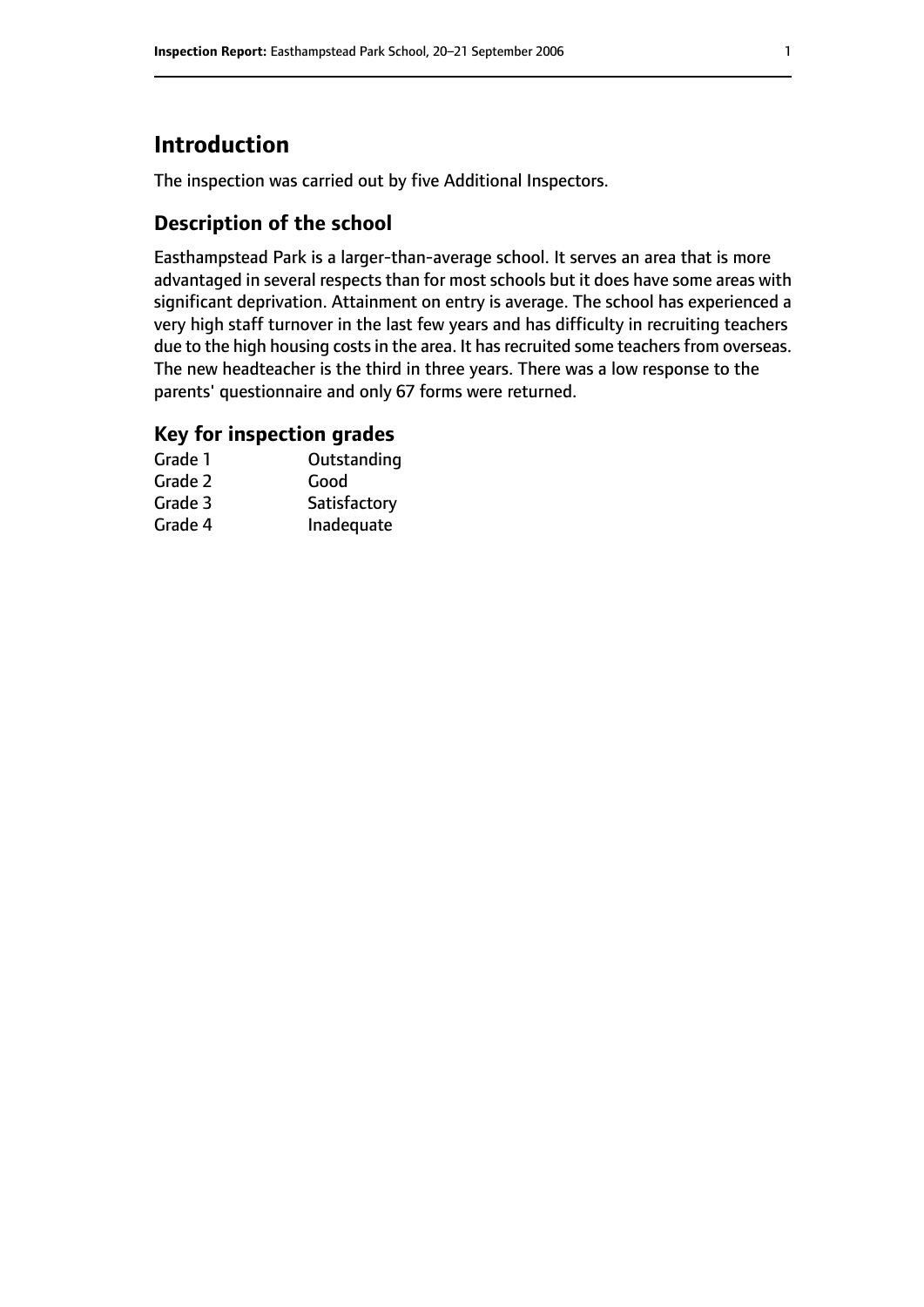# Introduction

The inspection was carried out by five Additional Inspectors.

## Description of the school

Easthampstead Park is a larger-than-average school. It serves an area that is more advantaged in several respects than for most schools but it does have some areas with significant deprivation. Attainment on entry is average. The school has experienced a very high staff turnover in the last few years and has difficulty in recruiting teachers due to the high housing costs in the area. It has recruited some teachers from overseas. The new headteacher is the third in three years. There was a low response to the parents' questionnaire and only 67 forms were returned.

## Key for inspection grades

| | |
|---|---|
| Grade 1 | Outstanding |
| Grade 2 | Good |
| Grade 3 | Satisfactory |
| Grade 4 | Inadequate |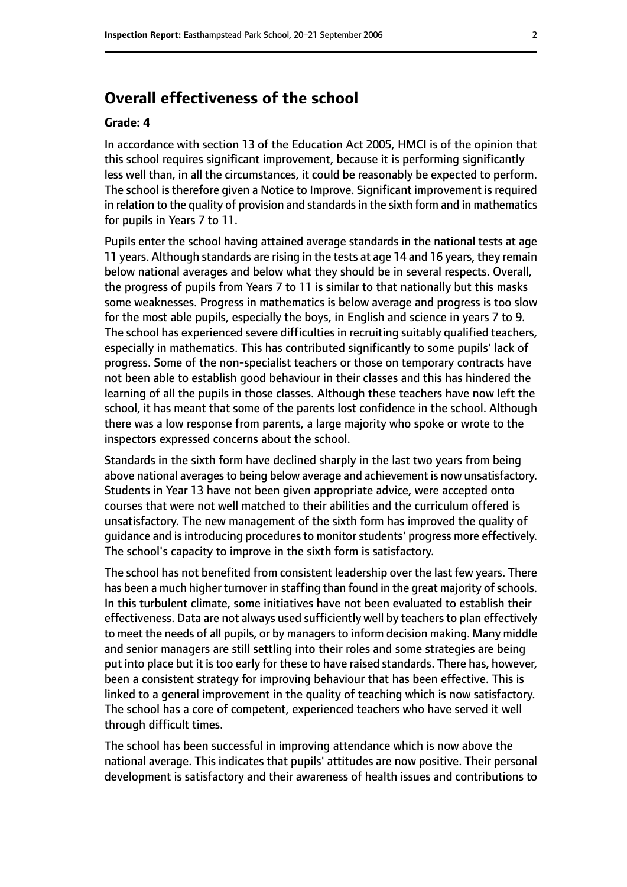## Overall effectiveness of the school

### Grade: 4

In accordance with section 13 of the Education Act 2005, HMCI is of the opinion that this school requires significant improvement, because it is performing significantly less well than, in all the circumstances, it could be reasonably be expected to perform. The school is therefore given a Notice to Improve. Significant improvement is required in relation to the quality of provision and standards in the sixth form and in mathematics for pupils in Years 7 to 11.

Pupils enter the school having attained average standards in the national tests at age 11 years. Although standards are rising in the tests at age 14 and 16 years, they remain below national averages and below what they should be in several respects. Overall, the progress of pupils from Years 7 to 11 is similar to that nationally but this masks some weaknesses. Progress in mathematics is below average and progress is too slow for the most able pupils, especially the boys, in English and science in years 7 to 9. The school has experienced severe difficulties in recruiting suitably qualified teachers, especially in mathematics. This has contributed significantly to some pupils' lack of progress. Some of the non-specialist teachers or those on temporary contracts have not been able to establish good behaviour in their classes and this has hindered the learning of all the pupils in those classes. Although these teachers have now left the school, it has meant that some of the parents lost confidence in the school. Although there was a low response from parents, a large majority who spoke or wrote to the inspectors expressed concerns about the school.

Standards in the sixth form have declined sharply in the last two years from being above national averages to being below average and achievement is now unsatisfactory. Students in Year 13 have not been given appropriate advice, were accepted onto courses that were not well matched to their abilities and the curriculum offered is unsatisfactory. The new management of the sixth form has improved the quality of guidance and is introducing procedures to monitor students' progress more effectively. The school's capacity to improve in the sixth form is satisfactory.

The school has not benefited from consistent leadership over the last few years. There has been a much higher turnover in staffing than found in the great majority of schools. In this turbulent climate, some initiatives have not been evaluated to establish their effectiveness. Data are not always used sufficiently well by teachers to plan effectively to meet the needs of all pupils, or by managers to inform decision making. Many middle and senior managers are still settling into their roles and some strategies are being put into place but it is too early for these to have raised standards. There has, however, been a consistent strategy for improving behaviour that has been effective. This is linked to a general improvement in the quality of teaching which is now satisfactory. The school has a core of competent, experienced teachers who have served it well through difficult times.

The school has been successful in improving attendance which is now above the national average. This indicates that pupils' attitudes are now positive. Their personal development is satisfactory and their awareness of health issues and contributions to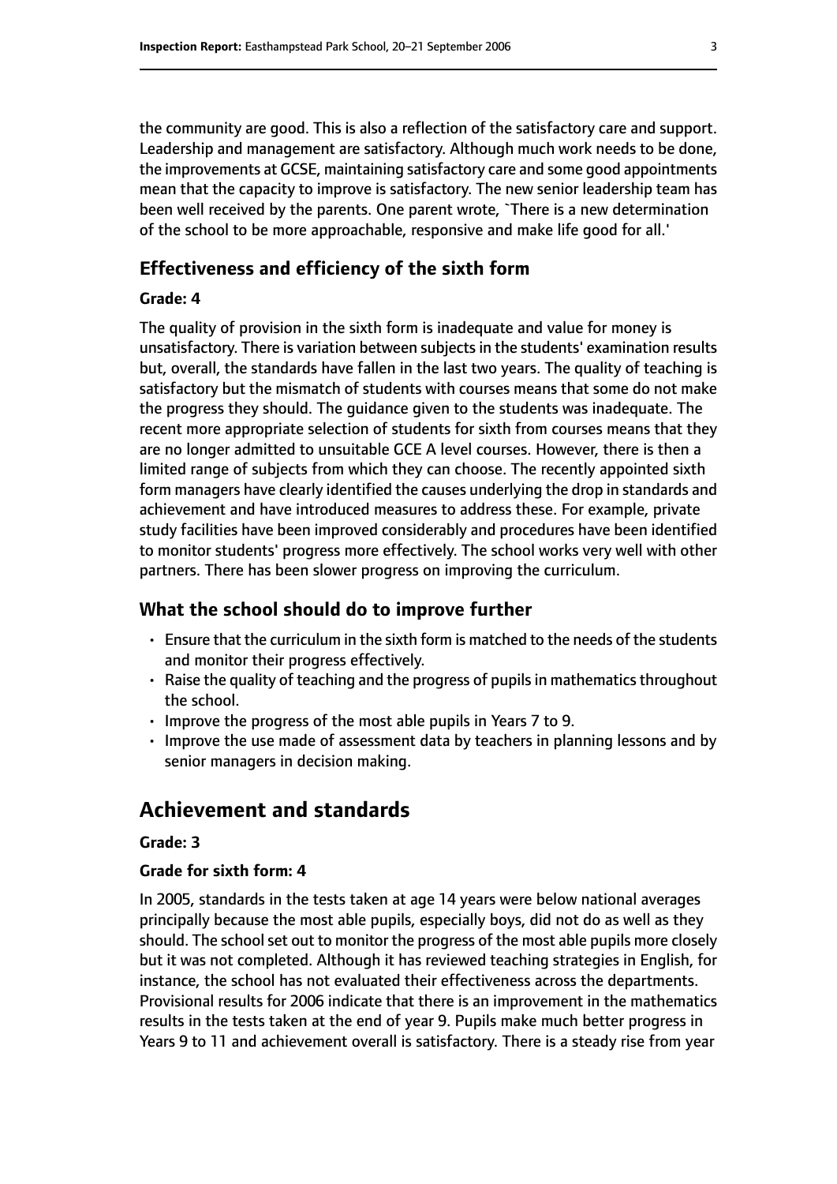the community are good. This is also a reflection of the satisfactory care and support. Leadership and management are satisfactory. Although much work needs to be done, the improvements at GCSE, maintaining satisfactory care and some good appointments mean that the capacity to improve is satisfactory. The new senior leadership team has been well received by the parents. One parent wrote, `There is a new determination of the school to be more approachable, responsive and make life good for all.'

### Effectiveness and efficiency of the sixth form

#### Grade: 4

The quality of provision in the sixth form is inadequate and value for money is unsatisfactory. There is variation between subjects in the students' examination results but, overall, the standards have fallen in the last two years. The quality of teaching is satisfactory but the mismatch of students with courses means that some do not make the progress they should. The guidance given to the students was inadequate. The recent more appropriate selection of students for sixth from courses means that they are no longer admitted to unsuitable GCE A level courses. However, there is then a limited range of subjects from which they can choose. The recently appointed sixth form managers have clearly identified the causes underlying the drop in standards and achievement and have introduced measures to address these. For example, private study facilities have been improved considerably and procedures have been identified to monitor students' progress more effectively. The school works very well with other partners. There has been slower progress on improving the curriculum.

### What the school should do to improve further

- Ensure that the curriculum in the sixth form is matched to the needs of the students and monitor their progress effectively.
- Raise the quality of teaching and the progress of pupils in mathematics throughout the school.
- Improve the progress of the most able pupils in Years 7 to 9.
- Improve the use made of assessment data by teachers in planning lessons and by senior managers in decision making.

## Achievement and standards

#### Grade: 3

#### Grade for sixth form: 4

In 2005, standards in the tests taken at age 14 years were below national averages principally because the most able pupils, especially boys, did not do as well as they should. The school set out to monitor the progress of the most able pupils more closely but it was not completed. Although it has reviewed teaching strategies in English, for instance, the school has not evaluated their effectiveness across the departments. Provisional results for 2006 indicate that there is an improvement in the mathematics results in the tests taken at the end of year 9. Pupils make much better progress in Years 9 to 11 and achievement overall is satisfactory. There is a steady rise from year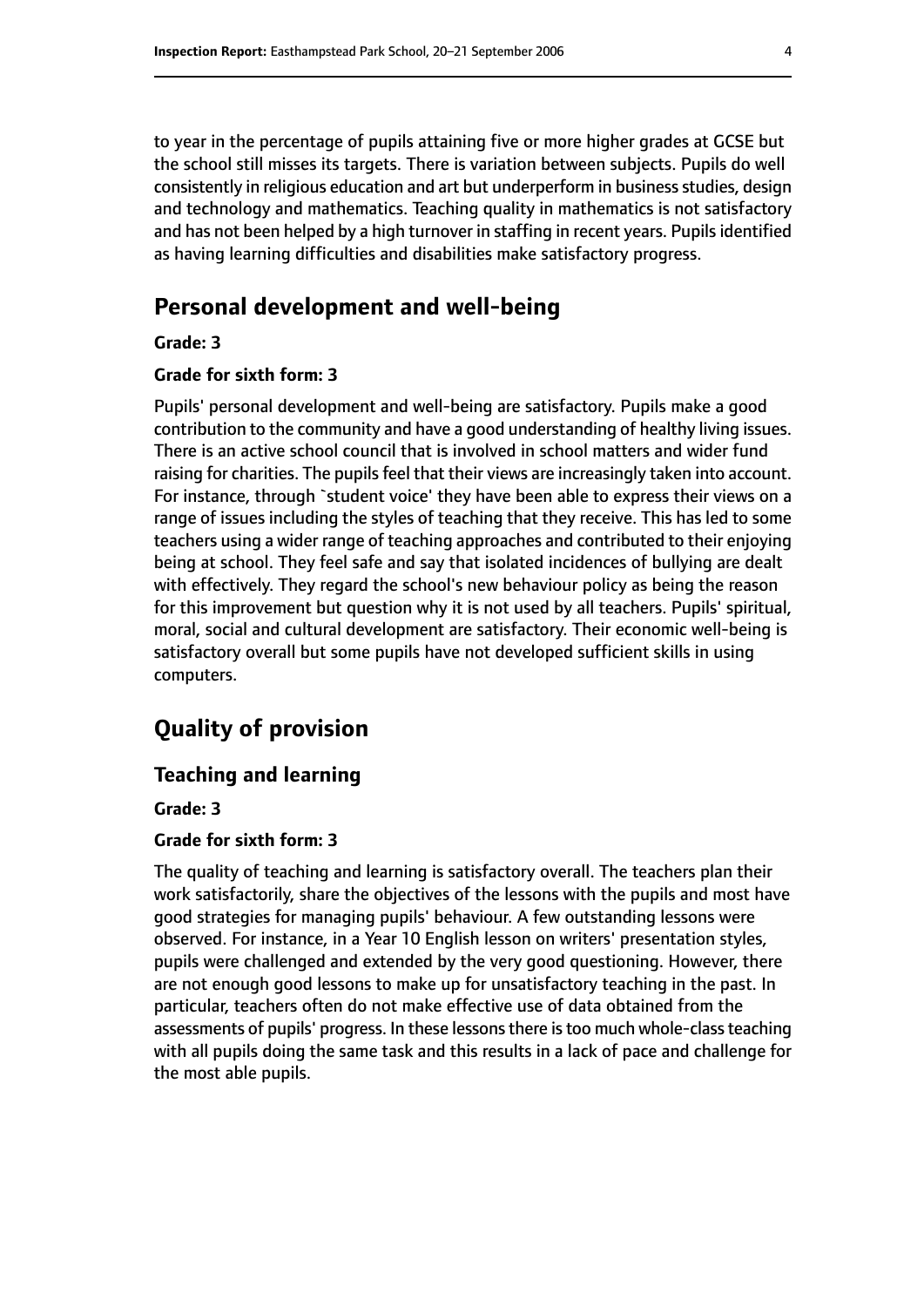to year in the percentage of pupils attaining five or more higher grades at GCSE but the school still misses its targets. There is variation between subjects. Pupils do well consistently in religious education and art but underperform in business studies, design and technology and mathematics. Teaching quality in mathematics is not satisfactory and has not been helped by a high turnover in staffing in recent years. Pupils identified as having learning difficulties and disabilities make satisfactory progress.

# Personal development and well-being

**Grade: 3**

**Grade for sixth form: 3**

Pupils' personal development and well-being are satisfactory. Pupils make a good contribution to the community and have a good understanding of healthy living issues. There is an active school council that is involved in school matters and wider fund raising for charities. The pupils feel that their views are increasingly taken into account. For instance, through `student voice' they have been able to express their views on a range of issues including the styles of teaching that they receive. This has led to some teachers using a wider range of teaching approaches and contributed to their enjoying being at school. They feel safe and say that isolated incidences of bullying are dealt with effectively. They regard the school's new behaviour policy as being the reason for this improvement but question why it is not used by all teachers. Pupils' spiritual, moral, social and cultural development are satisfactory. Their economic well-being is satisfactory overall but some pupils have not developed sufficient skills in using computers.

# Quality of provision

## Teaching and learning

**Grade: 3**

**Grade for sixth form: 3**

The quality of teaching and learning is satisfactory overall. The teachers plan their work satisfactorily, share the objectives of the lessons with the pupils and most have good strategies for managing pupils' behaviour. A few outstanding lessons were observed. For instance, in a Year 10 English lesson on writers' presentation styles, pupils were challenged and extended by the very good questioning. However, there are not enough good lessons to make up for unsatisfactory teaching in the past. In particular, teachers often do not make effective use of data obtained from the assessments of pupils' progress. In these lessons there is too much whole-class teaching with all pupils doing the same task and this results in a lack of pace and challenge for the most able pupils.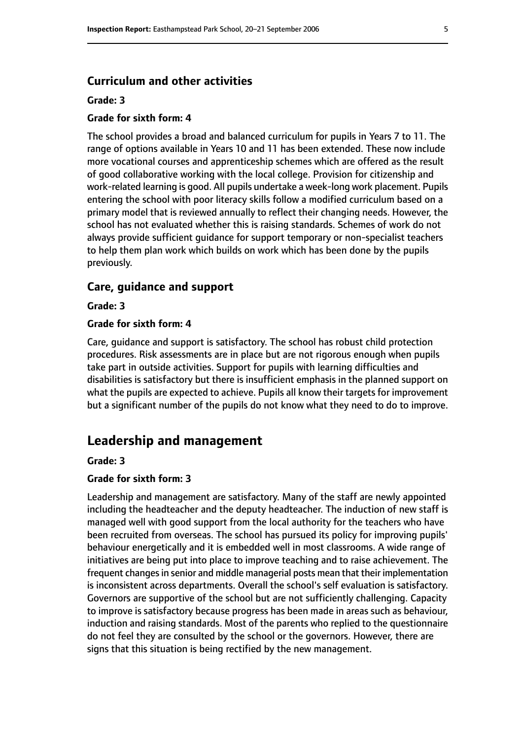### Curriculum and other activities

**Grade: 3**

**Grade for sixth form: 4**

The school provides a broad and balanced curriculum for pupils in Years 7 to 11. The range of options available in Years 10 and 11 has been extended. These now include more vocational courses and apprenticeship schemes which are offered as the result of good collaborative working with the local college. Provision for citizenship and work-related learning is good. All pupils undertake a week-long work placement. Pupils entering the school with poor literacy skills follow a modified curriculum based on a primary model that is reviewed annually to reflect their changing needs. However, the school has not evaluated whether this is raising standards. Schemes of work do not always provide sufficient guidance for support temporary or non-specialist teachers to help them plan work which builds on work which has been done by the pupils previously.

### Care, guidance and support

**Grade: 3**

**Grade for sixth form: 4**

Care, guidance and support is satisfactory. The school has robust child protection procedures. Risk assessments are in place but are not rigorous enough when pupils take part in outside activities. Support for pupils with learning difficulties and disabilities is satisfactory but there is insufficient emphasis in the planned support on what the pupils are expected to achieve. Pupils all know their targets for improvement but a significant number of the pupils do not know what they need to do to improve.

## Leadership and management

**Grade: 3**

**Grade for sixth form: 3**

Leadership and management are satisfactory. Many of the staff are newly appointed including the headteacher and the deputy headteacher. The induction of new staff is managed well with good support from the local authority for the teachers who have been recruited from overseas. The school has pursued its policy for improving pupils' behaviour energetically and it is embedded well in most classrooms. A wide range of initiatives are being put into place to improve teaching and to raise achievement. The frequent changes in senior and middle managerial posts mean that their implementation is inconsistent across departments. Overall the school's self evaluation is satisfactory. Governors are supportive of the school but are not sufficiently challenging. Capacity to improve is satisfactory because progress has been made in areas such as behaviour, induction and raising standards. Most of the parents who replied to the questionnaire do not feel they are consulted by the school or the governors. However, there are signs that this situation is being rectified by the new management.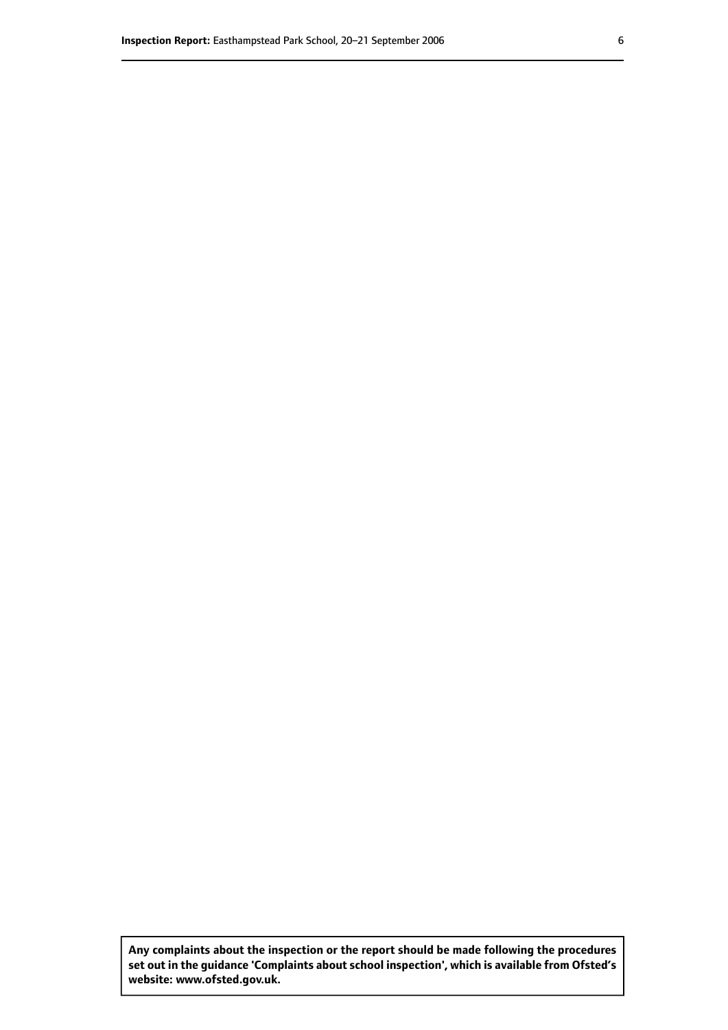**Any complaints about the inspection or the report should be made following the procedures set out in the guidance 'Complaints about school inspection', which is available from Ofsted's website: www.ofsted.gov.uk.**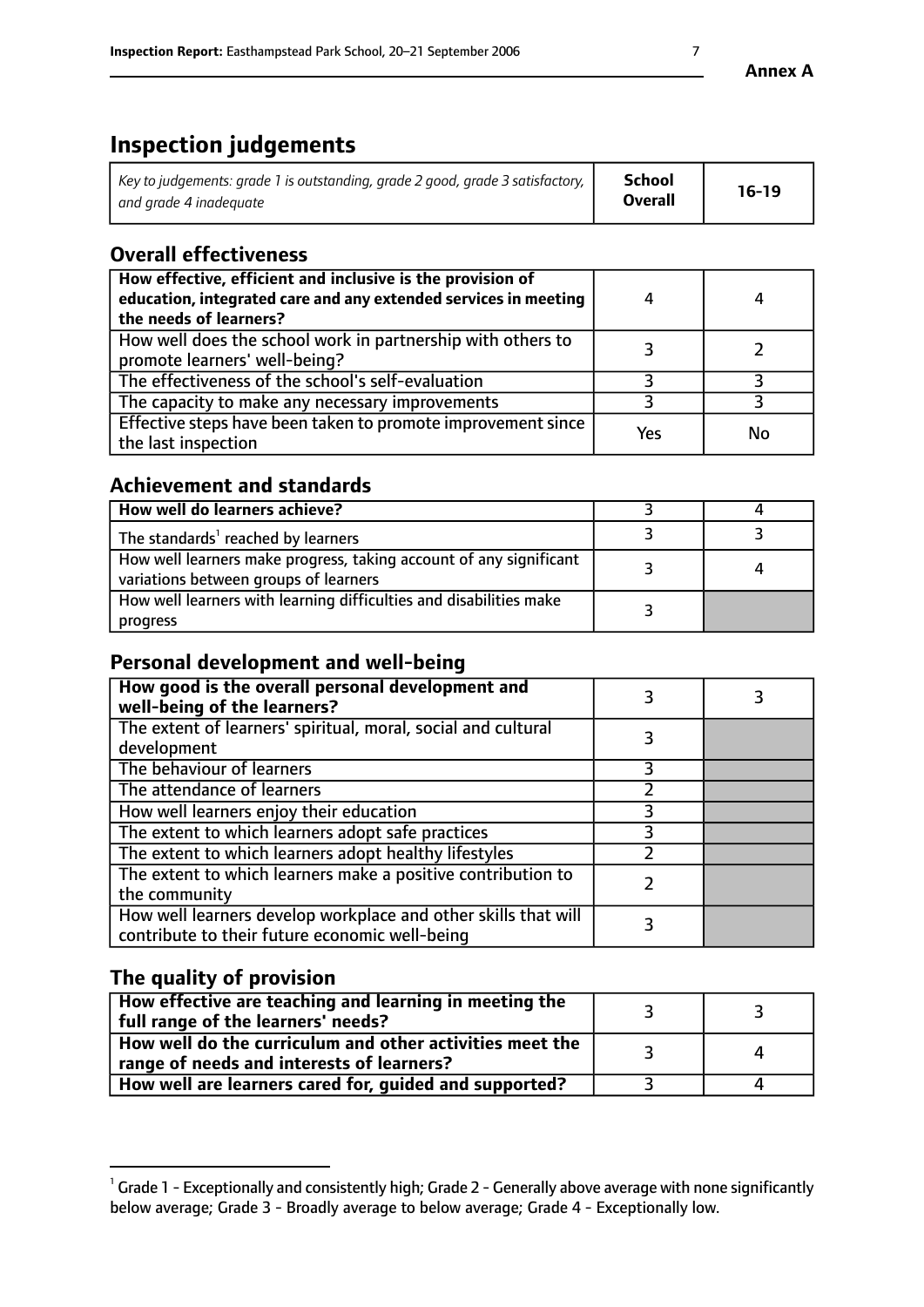**Annex A**

# Inspection judgements

| *Key to judgements: grade 1 is outstanding, grade 2 good, grade 3 satisfactory, and grade 4 inadequate* | **School Overall** | **16-19** |
|---|---|---|

## Overall effectiveness

| | | |
|---|---|---|
| **How effective, efficient and inclusive is the provision of education, integrated care and any extended services in meeting the needs of learners?** | 4 | 4 |
| How well does the school work in partnership with others to promote learners' well-being? | 3 | 2 |
| The effectiveness of the school's self-evaluation | 3 | 3 |
| The capacity to make any necessary improvements | 3 | 3 |
| Effective steps have been taken to promote improvement since the last inspection | Yes | No |

## Achievement and standards

| | | |
|---|---|---|
| **How well do learners achieve?** | 3 | 4 |
| The standards[1] reached by learners | 3 | 3 |
| How well learners make progress, taking account of any significant variations between groups of learners | 3 | 4 |
| How well learners with learning difficulties and disabilities make progress | 3 | |

## Personal development and well-being

| | | |
|---|---|---|
| **How good is the overall personal development and well-being of the learners?** | 3 | 3 |
| The extent of learners' spiritual, moral, social and cultural development | 3 | |
| The behaviour of learners | 3 | |
| The attendance of learners | 2 | |
| How well learners enjoy their education | 3 | |
| The extent to which learners adopt safe practices | 3 | |
| The extent to which learners adopt healthy lifestyles | 2 | |
| The extent to which learners make a positive contribution to the community | 2 | |
| How well learners develop workplace and other skills that will contribute to their future economic well-being | 3 | |

## The quality of provision

| | | |
|---|---|---|
| **How effective are teaching and learning in meeting the full range of the learners' needs?** | 3 | 3 |
| **How well do the curriculum and other activities meet the range of needs and interests of learners?** | 3 | 4 |
| **How well are learners cared for, guided and supported?** | 3 | 4 |

[1] Grade 1 - Exceptionally and consistently high; Grade 2 - Generally above average with none significantly below average; Grade 3 - Broadly average to below average; Grade 4 - Exceptionally low.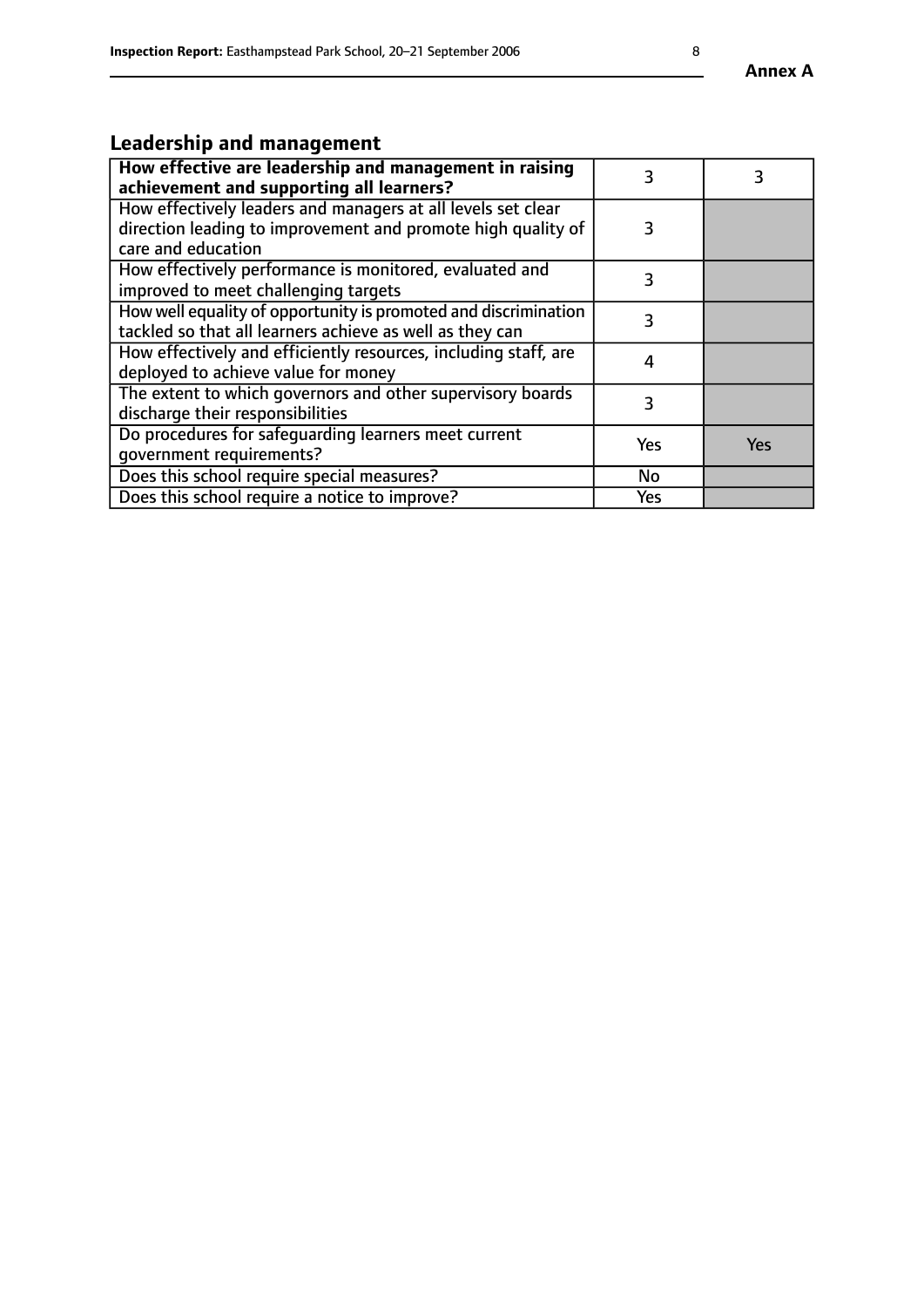## Leadership and management

| How effective are leadership and management in raising achievement and supporting all learners? | 3 | 3 |
|---|---|---|
| How effectively leaders and managers at all levels set clear direction leading to improvement and promote high quality of care and education | 3 | |
| How effectively performance is monitored, evaluated and improved to meet challenging targets | 3 | |
| How well equality of opportunity is promoted and discrimination tackled so that all learners achieve as well as they can | 3 | |
| How effectively and efficiently resources, including staff, are deployed to achieve value for money | 4 | |
| The extent to which governors and other supervisory boards discharge their responsibilities | 3 | |
| Do procedures for safeguarding learners meet current government requirements? | Yes | Yes |
| Does this school require special measures? | No | |
| Does this school require a notice to improve? | Yes | |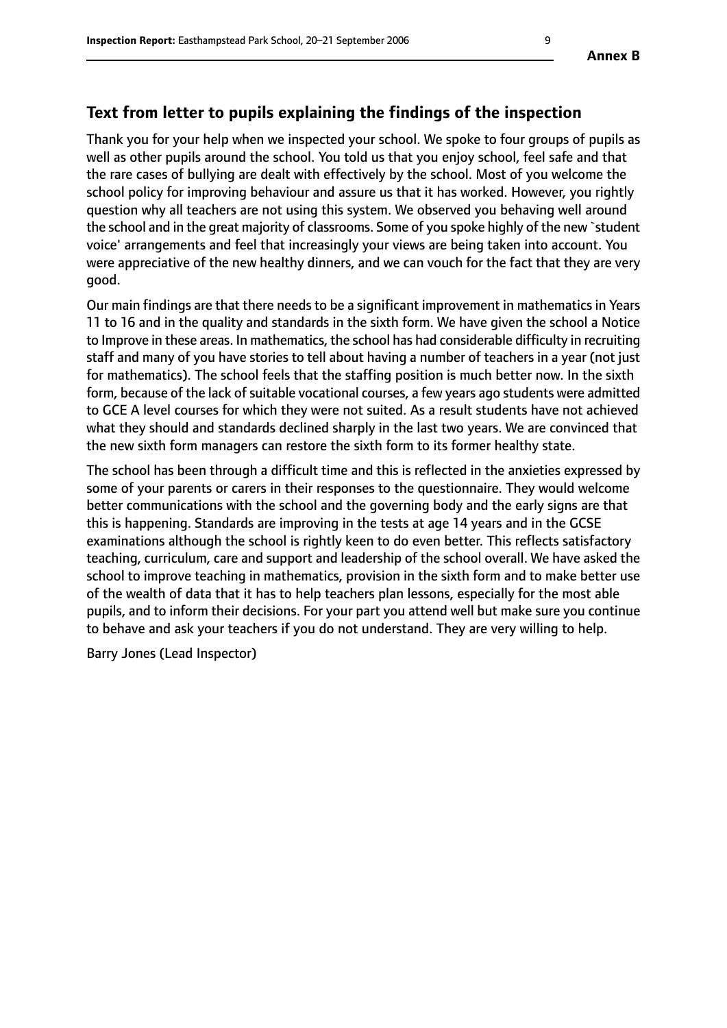## Text from letter to pupils explaining the findings of the inspection

Thank you for your help when we inspected your school. We spoke to four groups of pupils as well as other pupils around the school. You told us that you enjoy school, feel safe and that the rare cases of bullying are dealt with effectively by the school. Most of you welcome the school policy for improving behaviour and assure us that it has worked. However, you rightly question why all teachers are not using this system. We observed you behaving well around the school and in the great majority of classrooms. Some of you spoke highly of the new `student voice' arrangements and feel that increasingly your views are being taken into account. You were appreciative of the new healthy dinners, and we can vouch for the fact that they are very good.

Our main findings are that there needs to be a significant improvement in mathematics in Years 11 to 16 and in the quality and standards in the sixth form. We have given the school a Notice to Improve in these areas. In mathematics, the school has had considerable difficulty in recruiting staff and many of you have stories to tell about having a number of teachers in a year (not just for mathematics). The school feels that the staffing position is much better now. In the sixth form, because of the lack of suitable vocational courses, a few years ago students were admitted to GCE A level courses for which they were not suited. As a result students have not achieved what they should and standards declined sharply in the last two years. We are convinced that the new sixth form managers can restore the sixth form to its former healthy state.

The school has been through a difficult time and this is reflected in the anxieties expressed by some of your parents or carers in their responses to the questionnaire. They would welcome better communications with the school and the governing body and the early signs are that this is happening. Standards are improving in the tests at age 14 years and in the GCSE examinations although the school is rightly keen to do even better. This reflects satisfactory teaching, curriculum, care and support and leadership of the school overall. We have asked the school to improve teaching in mathematics, provision in the sixth form and to make better use of the wealth of data that it has to help teachers plan lessons, especially for the most able pupils, and to inform their decisions. For your part you attend well but make sure you continue to behave and ask your teachers if you do not understand. They are very willing to help.

Barry Jones (Lead Inspector)